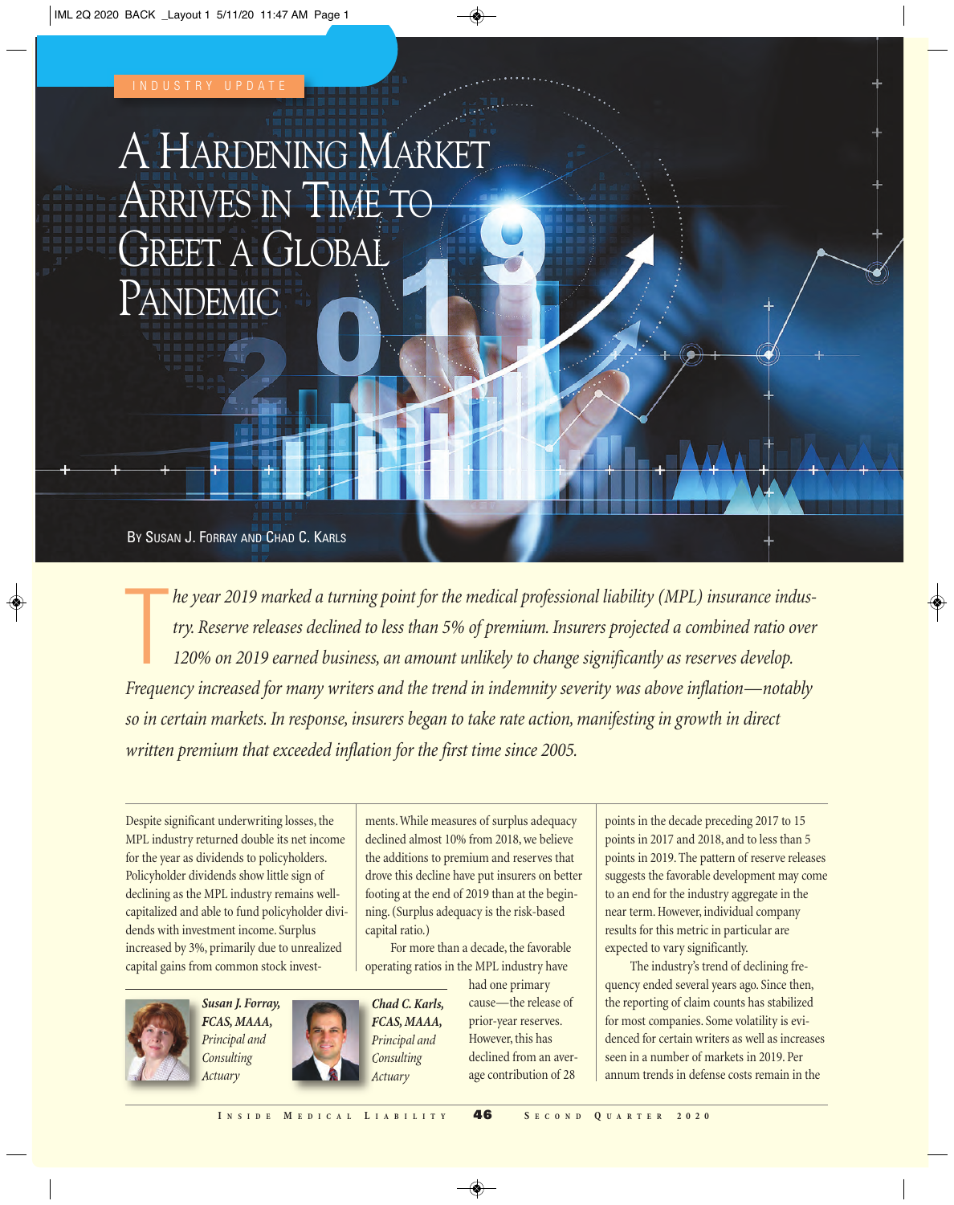INDUSTRY UPDATE

# A Hardening Market Arrives in Time to Greet a Global Pandemic

By Susan J. Forray and Chad C. Karls

*The year 2019 marked a turning point for the medical professional liability (MPL) insurance industry. Reserve releases declined to less than 5% of premium. Insurers projected a combined ratio over 120% on 2019 earned business, an amount unlikely to change significantly as reserves develop. Frequency increased for many writers and the trend in indemnity severity was above inflation—notably so in certain markets. In response, insurers began to take rate action, manifesting in growth in direct written premium that exceeded inflation for the first time since 2005.*

Despite significant underwriting losses, the MPL industry returned double its net income for the year as dividends to policyholders. Policyholder dividends show little sign of declining as the MPL industry remains well-capitalized and able to fund policyholder dividends with investment income. Surplus increased by 3%, primarily due to unrealized capital gains from common stock investments. While measures of surplus adequacy declined almost 10% from 2018, we believe the additions to premium and reserves that drove this decline have put insurers on better footing at the end of 2019 than at the beginning. (Surplus adequacy is the risk-based capital ratio.)

For more than a decade, the favorable operating ratios in the MPL industry have had one primary cause—the release of prior-year reserves. However, this has declined from an average contribution of 28 points in the decade preceding 2017 to 15 points in 2017 and 2018, and to less than 5 points in 2019. The pattern of reserve releases suggests the favorable development may come to an end for the industry aggregate in the near term. However, individual company results for this metric in particular are expected to vary significantly.

The industry's trend of declining frequency ended several years ago. Since then, the reporting of claim counts has stabilized for most companies. Some volatility is evidenced for certain writers as well as increases seen in a number of markets in 2019. Per annum trends in defense costs remain in the

***Susan J. Forray, FCAS, MAAA,*** *Principal and Consulting Actuary*

***Chad C. Karls, FCAS, MAAA,*** *Principal and Consulting Actuary*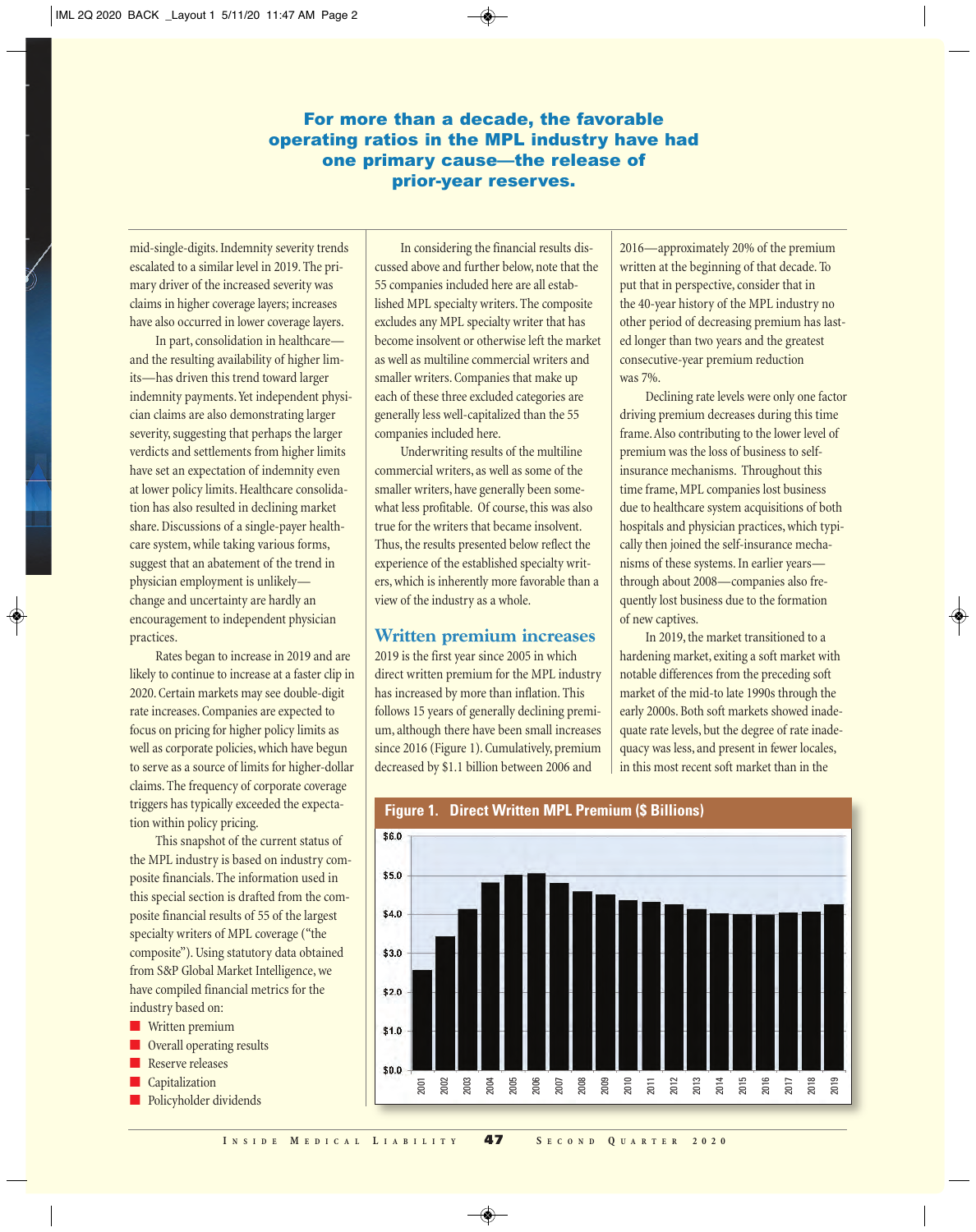**For more than a decade, the favorable operating ratios in the MPL industry have had one primary cause—the release of prior-year reserves.**

mid-single-digits. Indemnity severity trends escalated to a similar level in 2019. The primary driver of the increased severity was claims in higher coverage layers; increases have also occurred in lower coverage layers.

In part, consolidation in healthcare—and the resulting availability of higher limits—has driven this trend toward larger indemnity payments. Yet independent physician claims are also demonstrating larger severity, suggesting that perhaps the larger verdicts and settlements from higher limits have set an expectation of indemnity even at lower policy limits. Healthcare consolidation has also resulted in declining market share. Discussions of a single-payer healthcare system, while taking various forms, suggest that an abatement of the trend in physician employment is unlikely—change and uncertainty are hardly an encouragement to independent physician practices.

Rates began to increase in 2019 and are likely to continue to increase at a faster clip in 2020. Certain markets may see double-digit rate increases. Companies are expected to focus on pricing for higher policy limits as well as corporate policies, which have begun to serve as a source of limits for higher-dollar claims. The frequency of corporate coverage triggers has typically exceeded the expectation within policy pricing.

This snapshot of the current status of the MPL industry is based on industry composite financials. The information used in this special section is drafted from the composite financial results of 55 of the largest specialty writers of MPL coverage ("the composite"). Using statutory data obtained from S&P Global Market Intelligence, we have compiled financial metrics for the industry based on:

- Written premium
- Overall operating results
- Reserve releases
- Capitalization
- Policyholder dividends

In considering the financial results discussed above and further below, note that the 55 companies included here are all established MPL specialty writers. The composite excludes any MPL specialty writer that has become insolvent or otherwise left the market as well as multiline commercial writers and smaller writers. Companies that make up each of these three excluded categories are generally less well-capitalized than the 55 companies included here.

Underwriting results of the multiline commercial writers, as well as some of the smaller writers, have generally been somewhat less profitable. Of course, this was also true for the writers that became insolvent. Thus, the results presented below reflect the experience of the established specialty writers, which is inherently more favorable than a view of the industry as a whole.

## Written premium increases

2019 is the first year since 2005 in which direct written premium for the MPL industry has increased by more than inflation. This follows 15 years of generally declining premium, although there have been small increases since 2016 (Figure 1). Cumulatively, premium decreased by $1.1 billion between 2006 and 2016—approximately 20% of the premium written at the beginning of that decade. To put that in perspective, consider that in the 40-year history of the MPL industry no other period of decreasing premium has lasted longer than two years and the greatest consecutive-year premium reduction was 7%.

Declining rate levels were only one factor driving premium decreases during this time frame. Also contributing to the lower level of premium was the loss of business to self-insurance mechanisms. Throughout this time frame, MPL companies lost business due to healthcare system acquisitions of both hospitals and physician practices, which typically then joined the self-insurance mechanisms of these systems. In earlier years—through about 2008—companies also frequently lost business due to the formation of new captives.

In 2019, the market transitioned to a hardening market, exiting a soft market with notable differences from the preceding soft market of the mid-to late 1990s through the early 2000s. Both soft markets showed inadequate rate levels, but the degree of rate inadequacy was less, and present in fewer locales, in this most recent soft market than in the

**Figure 1. Direct Written MPL Premium ($ Billions)**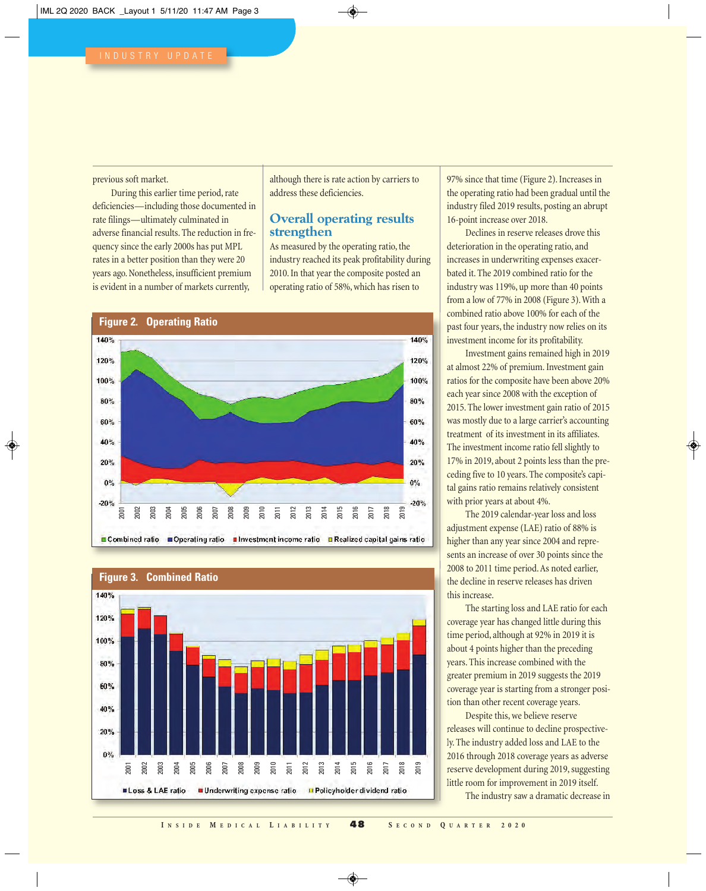previous soft market.

During this earlier time period, rate deficiencies—including those documented in rate filings—ultimately culminated in adverse financial results. The reduction in frequency since the early 2000s has put MPL rates in a better position than they were 20 years ago. Nonetheless, insufficient premium is evident in a number of markets currently, although there is rate action by carriers to address these deficiencies.

## Overall operating results strengthen

As measured by the operating ratio, the industry reached its peak profitability during 2010. In that year the composite posted an operating ratio of 58%, which has risen to 97% since that time (Figure 2). Increases in the operating ratio had been gradual until the industry filed 2019 results, posting an abrupt 16-point increase over 2018.

Declines in reserve releases drove this deterioration in the operating ratio, and increases in underwriting expenses exacerbated it. The 2019 combined ratio for the industry was 119%, up more than 40 points from a low of 77% in 2008 (Figure 3). With a combined ratio above 100% for each of the past four years, the industry now relies on its investment income for its profitability.

Investment gains remained high in 2019 at almost 22% of premium. Investment gain ratios for the composite have been above 20% each year since 2008 with the exception of 2015. The lower investment gain ratio of 2015 was mostly due to a large carrier's accounting treatment of its investment in its affiliates. The investment income ratio fell slightly to 17% in 2019, about 2 points less than the preceding five to 10 years. The composite's capital gains ratio remains relatively consistent with prior years at about 4%.

The 2019 calendar-year loss and loss adjustment expense (LAE) ratio of 88% is higher than any year since 2004 and represents an increase of over 30 points since the 2008 to 2011 time period. As noted earlier, the decline in reserve releases has driven this increase.

The starting loss and LAE ratio for each coverage year has changed little during this time period, although at 92% in 2019 it is about 4 points higher than the preceding years. This increase combined with the greater premium in 2019 suggests the 2019 coverage year is starting from a stronger position than other recent coverage years.

Despite this, we believe reserve releases will continue to decline prospectively. The industry added loss and LAE to the 2016 through 2018 coverage years as adverse reserve development during 2019, suggesting little room for improvement in 2019 itself.

The industry saw a dramatic decrease in

**Figure 2. Operating Ratio**

Legend: Combined ratio, Operating ratio, Investment income ratio, Realized capital gains ratio (2001–2019)

**Figure 3. Combined Ratio**

Legend: Loss & LAE ratio, Underwriting expense ratio, Policyholder dividend ratio (2001–2019)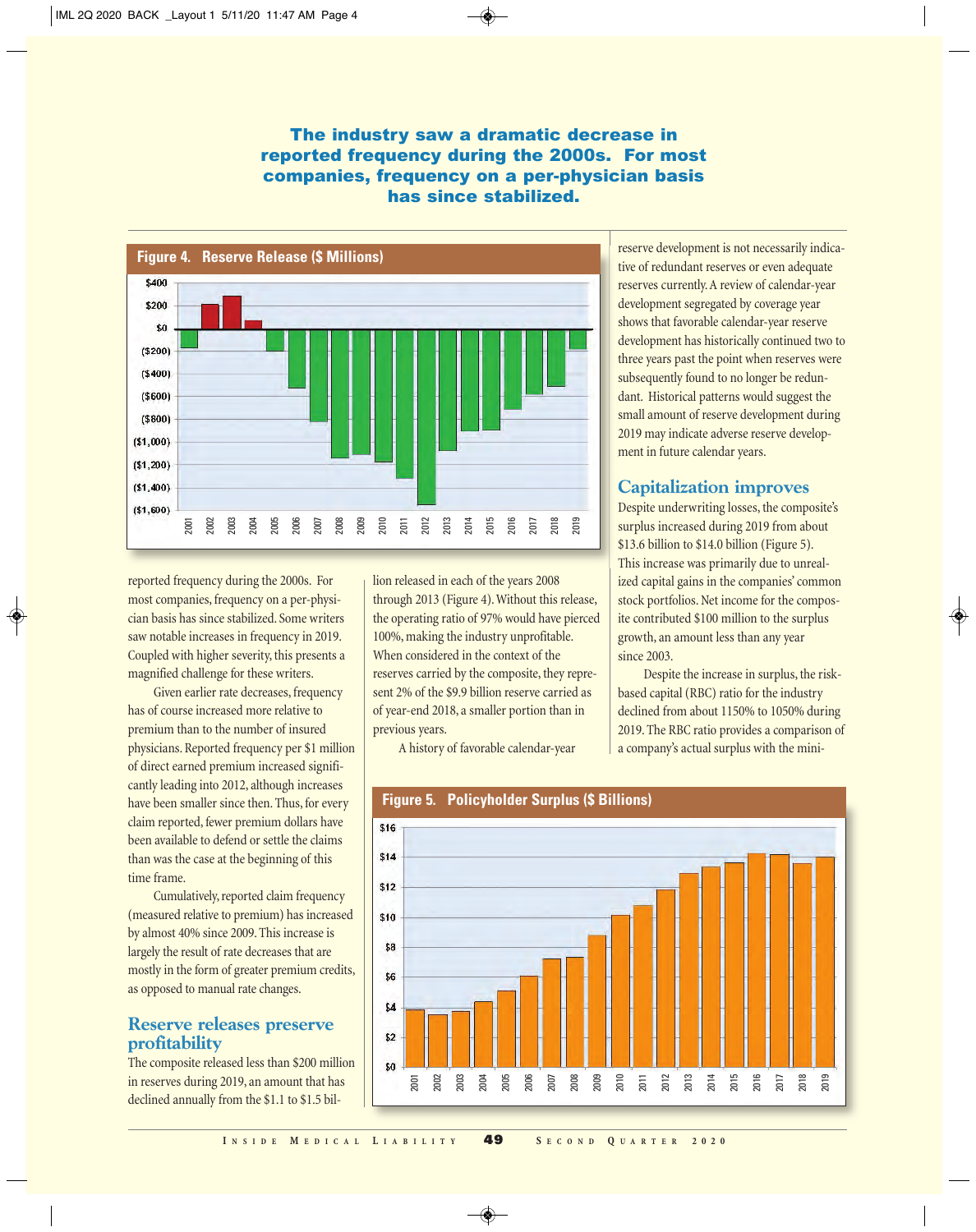**The industry saw a dramatic decrease in reported frequency during the 2000s. For most companies, frequency on a per-physician basis has since stabilized.**

**Figure 4. Reserve Release ($ Millions)**

reported frequency during the 2000s. For most companies, frequency on a per-physician basis has since stabilized. Some writers saw notable increases in frequency in 2019. Coupled with higher severity, this presents a magnified challenge for these writers.

Given earlier rate decreases, frequency has of course increased more relative to premium than to the number of insured physicians. Reported frequency per $1 million of direct earned premium increased significantly leading into 2012, although increases have been smaller since then. Thus, for every claim reported, fewer premium dollars have been available to defend or settle the claims than was the case at the beginning of this time frame.

Cumulatively, reported claim frequency (measured relative to premium) has increased by almost 40% since 2009. This increase is largely the result of rate decreases that are mostly in the form of greater premium credits, as opposed to manual rate changes.

## Reserve releases preserve profitability

The composite released less than $200 million in reserves during 2019, an amount that has declined annually from the $1.1 to $1.5 billion released in each of the years 2008 through 2013 (Figure 4). Without this release, the operating ratio of 97% would have pierced 100%, making the industry unprofitable. When considered in the context of the reserves carried by the composite, they represent 2% of the $9.9 billion reserve carried as of year-end 2018, a smaller portion than in previous years.

A history of favorable calendar-year reserve development is not necessarily indicative of redundant reserves or even adequate reserves currently. A review of calendar-year development segregated by coverage year shows that favorable calendar-year reserve development has historically continued two to three years past the point when reserves were subsequently found to no longer be redundant. Historical patterns would suggest the small amount of reserve development during 2019 may indicate adverse reserve development in future calendar years.

## Capitalization improves

Despite underwriting losses, the composite's surplus increased during 2019 from about $13.6 billion to $14.0 billion (Figure 5). This increase was primarily due to unrealized capital gains in the companies' common stock portfolios. Net income for the composite contributed $100 million to the surplus growth, an amount less than any year since 2003.

Despite the increase in surplus, the risk-based capital (RBC) ratio for the industry declined from about 1150% to 1050% during 2019. The RBC ratio provides a comparison of a company's actual surplus with the mini-

**Figure 5. Policyholder Surplus ($ Billions)**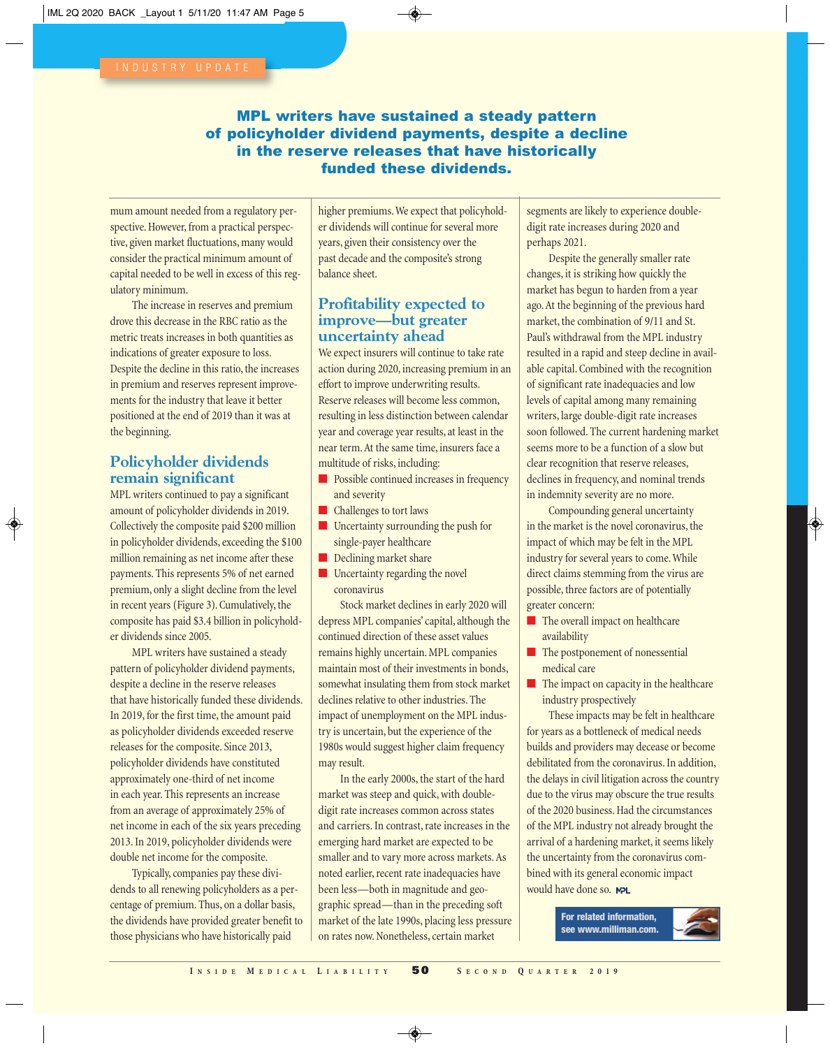INDUSTRY UPDATE

**MPL writers have sustained a steady pattern of policyholder dividend payments, despite a decline in the reserve releases that have historically funded these dividends.**

mum amount needed from a regulatory perspective. However, from a practical perspective, given market fluctuations, many would consider the practical minimum amount of capital needed to be well in excess of this regulatory minimum.

The increase in reserves and premium drove this decrease in the RBC ratio as the metric treats increases in both quantities as indications of greater exposure to loss. Despite the decline in this ratio, the increases in premium and reserves represent improvements for the industry that leave it better positioned at the end of 2019 than it was at the beginning.

## Policyholder dividends remain significant

MPL writers continued to pay a significant amount of policyholder dividends in 2019. Collectively the composite paid $200 million in policyholder dividends, exceeding the $100 million remaining as net income after these payments. This represents 5% of net earned premium, only a slight decline from the level in recent years (Figure 3). Cumulatively, the composite has paid $3.4 billion in policyholder dividends since 2005.

MPL writers have sustained a steady pattern of policyholder dividend payments, despite a decline in the reserve releases that have historically funded these dividends. In 2019, for the first time, the amount paid as policyholder dividends exceeded reserve releases for the composite. Since 2013, policyholder dividends have constituted approximately one-third of net income in each year. This represents an increase from an average of approximately 25% of net income in each of the six years preceding 2013. In 2019, policyholder dividends were double net income for the composite.

Typically, companies pay these dividends to all renewing policyholders as a percentage of premium. Thus, on a dollar basis, the dividends have provided greater benefit to those physicians who have historically paid higher premiums. We expect that policyholder dividends will continue for several more years, given their consistency over the past decade and the composite's strong balance sheet.

## Profitability expected to improve—but greater uncertainty ahead

We expect insurers will continue to take rate action during 2020, increasing premium in an effort to improve underwriting results. Reserve releases will become less common, resulting in less distinction between calendar year and coverage year results, at least in the near term. At the same time, insurers face a multitude of risks, including:

- Possible continued increases in frequency and severity
- Challenges to tort laws
- Uncertainty surrounding the push for single-payer healthcare
- Declining market share
- Uncertainty regarding the novel coronavirus

Stock market declines in early 2020 will depress MPL companies' capital, although the continued direction of these asset values remains highly uncertain. MPL companies maintain most of their investments in bonds, somewhat insulating them from stock market declines relative to other industries. The impact of unemployment on the MPL industry is uncertain, but the experience of the 1980s would suggest higher claim frequency may result.

In the early 2000s, the start of the hard market was steep and quick, with double-digit rate increases common across states and carriers. In contrast, rate increases in the emerging hard market are expected to be smaller and to vary more across markets. As noted earlier, recent rate inadequacies have been less—both in magnitude and geographic spread—than in the preceding soft market of the late 1990s, placing less pressure on rates now. Nonetheless, certain market segments are likely to experience double-digit rate increases during 2020 and perhaps 2021.

Despite the generally smaller rate changes, it is striking how quickly the market has begun to harden from a year ago. At the beginning of the previous hard market, the combination of 9/11 and St. Paul's withdrawal from the MPL industry resulted in a rapid and steep decline in available capital. Combined with the recognition of significant rate inadequacies and low levels of capital among many remaining writers, large double-digit rate increases soon followed. The current hardening market seems more to be a function of a slow but clear recognition that reserve releases, declines in frequency, and nominal trends in indemnity severity are no more.

Compounding general uncertainty in the market is the novel coronavirus, the impact of which may be felt in the MPL industry for several years to come. While direct claims stemming from the virus are possible, three factors are of potentially greater concern:

- The overall impact on healthcare availability
- The postponement of nonessential medical care
- The impact on capacity in the healthcare industry prospectively

These impacts may be felt in healthcare for years as a bottleneck of medical needs builds and providers may decrease or become debilitated from the coronavirus. In addition, the delays in civil litigation across the country due to the virus may obscure the true results of the 2020 business. Had the circumstances of the MPL industry not already brought the arrival of a hardening market, it seems likely the uncertainty from the coronavirus combined with its general economic impact would have done so.

**For related information, see www.milliman.com.**